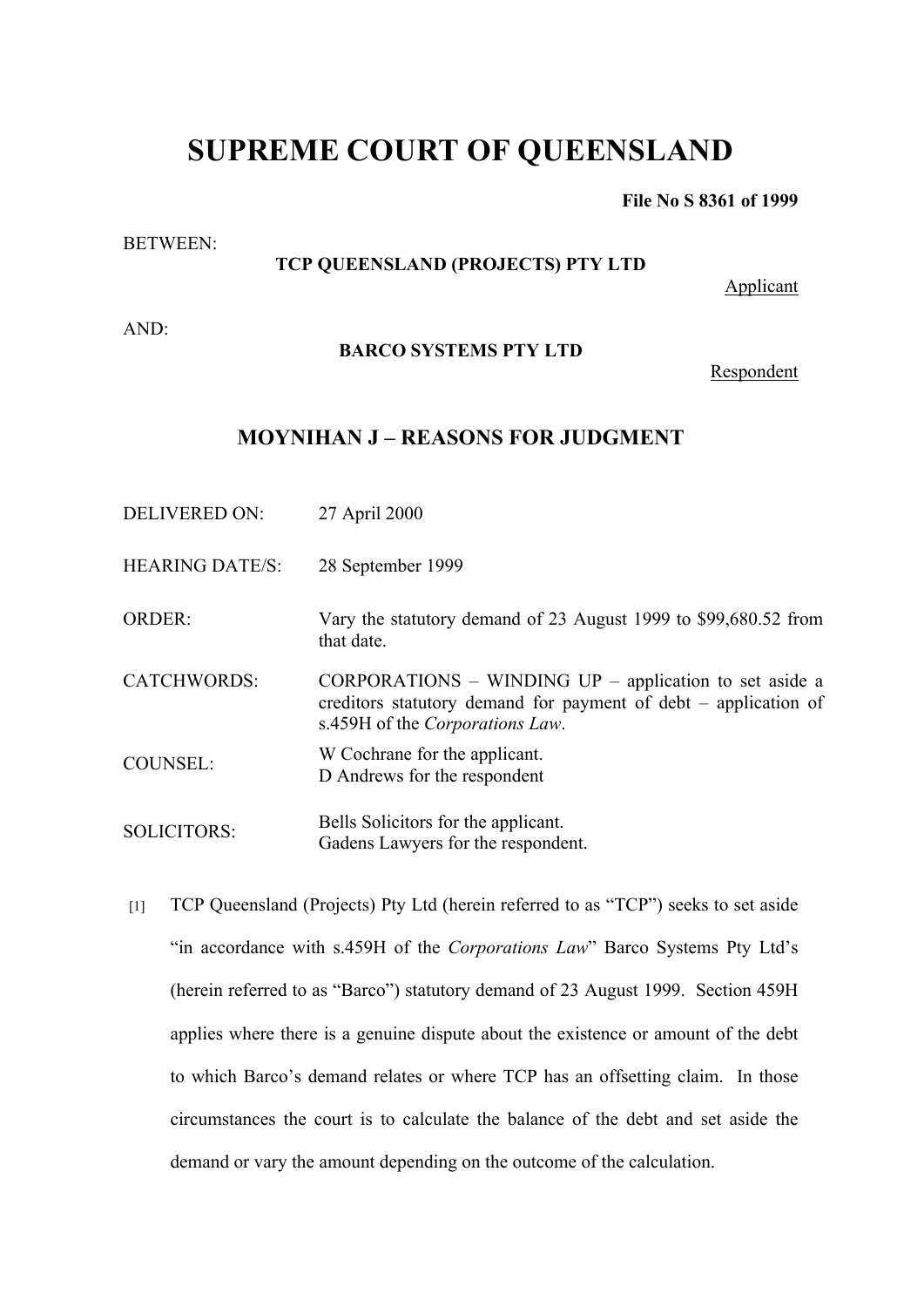# SUPREME COURT OF QUEENSLAND

**File No S 8361 of 1999**

BETWEEN:

**TCP QUEENSLAND (PROJECTS) PTY LTD**

Applicant

AND:

**BARCO SYSTEMS PTY LTD**

Respondent

## MOYNIHAN J – REASONS FOR JUDGMENT

| | |
|---|---|
| DELIVERED ON: | 27 April 2000 |
| HEARING DATE/S: | 28 September 1999 |
| ORDER: | Vary the statutory demand of 23 August 1999 to $99,680.52 from that date. |
| CATCHWORDS: | CORPORATIONS – WINDING UP – application to set aside a creditors statutory demand for payment of debt – application of s.459H of the *Corporations Law*. |
| COUNSEL: | W Cochrane for the applicant.<br>D Andrews for the respondent |
| SOLICITORS: | Bells Solicitors for the applicant.<br>Gadens Lawyers for the respondent. |

[1] TCP Queensland (Projects) Pty Ltd (herein referred to as "TCP") seeks to set aside "in accordance with s.459H of the *Corporations Law*" Barco Systems Pty Ltd's (herein referred to as "Barco") statutory demand of 23 August 1999. Section 459H applies where there is a genuine dispute about the existence or amount of the debt to which Barco's demand relates or where TCP has an offsetting claim. In those circumstances the court is to calculate the balance of the debt and set aside the demand or vary the amount depending on the outcome of the calculation.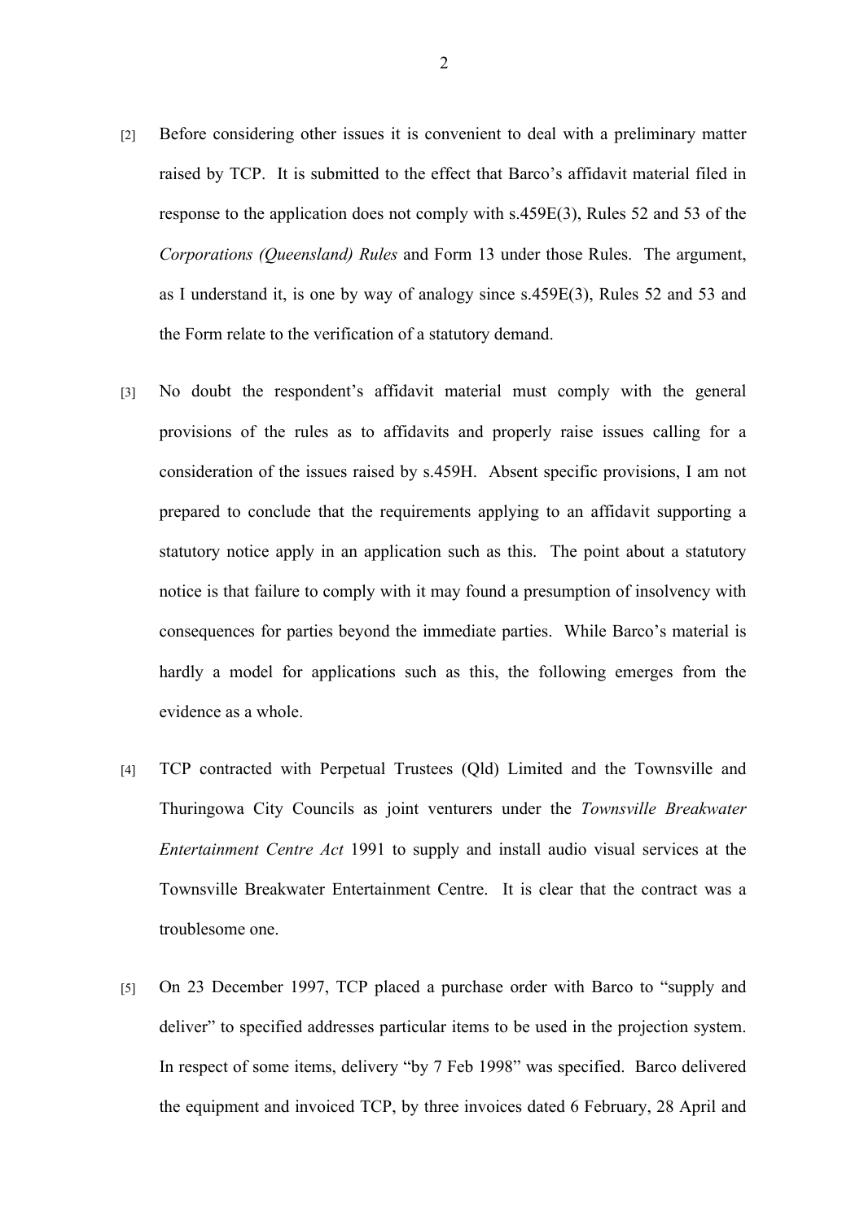[2] Before considering other issues it is convenient to deal with a preliminary matter raised by TCP. It is submitted to the effect that Barco's affidavit material filed in response to the application does not comply with s.459E(3), Rules 52 and 53 of the *Corporations (Queensland) Rules* and Form 13 under those Rules. The argument, as I understand it, is one by way of analogy since s.459E(3), Rules 52 and 53 and the Form relate to the verification of a statutory demand.

[3] No doubt the respondent's affidavit material must comply with the general provisions of the rules as to affidavits and properly raise issues calling for a consideration of the issues raised by s.459H. Absent specific provisions, I am not prepared to conclude that the requirements applying to an affidavit supporting a statutory notice apply in an application such as this. The point about a statutory notice is that failure to comply with it may found a presumption of insolvency with consequences for parties beyond the immediate parties. While Barco's material is hardly a model for applications such as this, the following emerges from the evidence as a whole.

[4] TCP contracted with Perpetual Trustees (Qld) Limited and the Townsville and Thuringowa City Councils as joint venturers under the *Townsville Breakwater Entertainment Centre Act* 1991 to supply and install audio visual services at the Townsville Breakwater Entertainment Centre. It is clear that the contract was a troublesome one.

[5] On 23 December 1997, TCP placed a purchase order with Barco to "supply and deliver" to specified addresses particular items to be used in the projection system. In respect of some items, delivery "by 7 Feb 1998" was specified. Barco delivered the equipment and invoiced TCP, by three invoices dated 6 February, 28 April and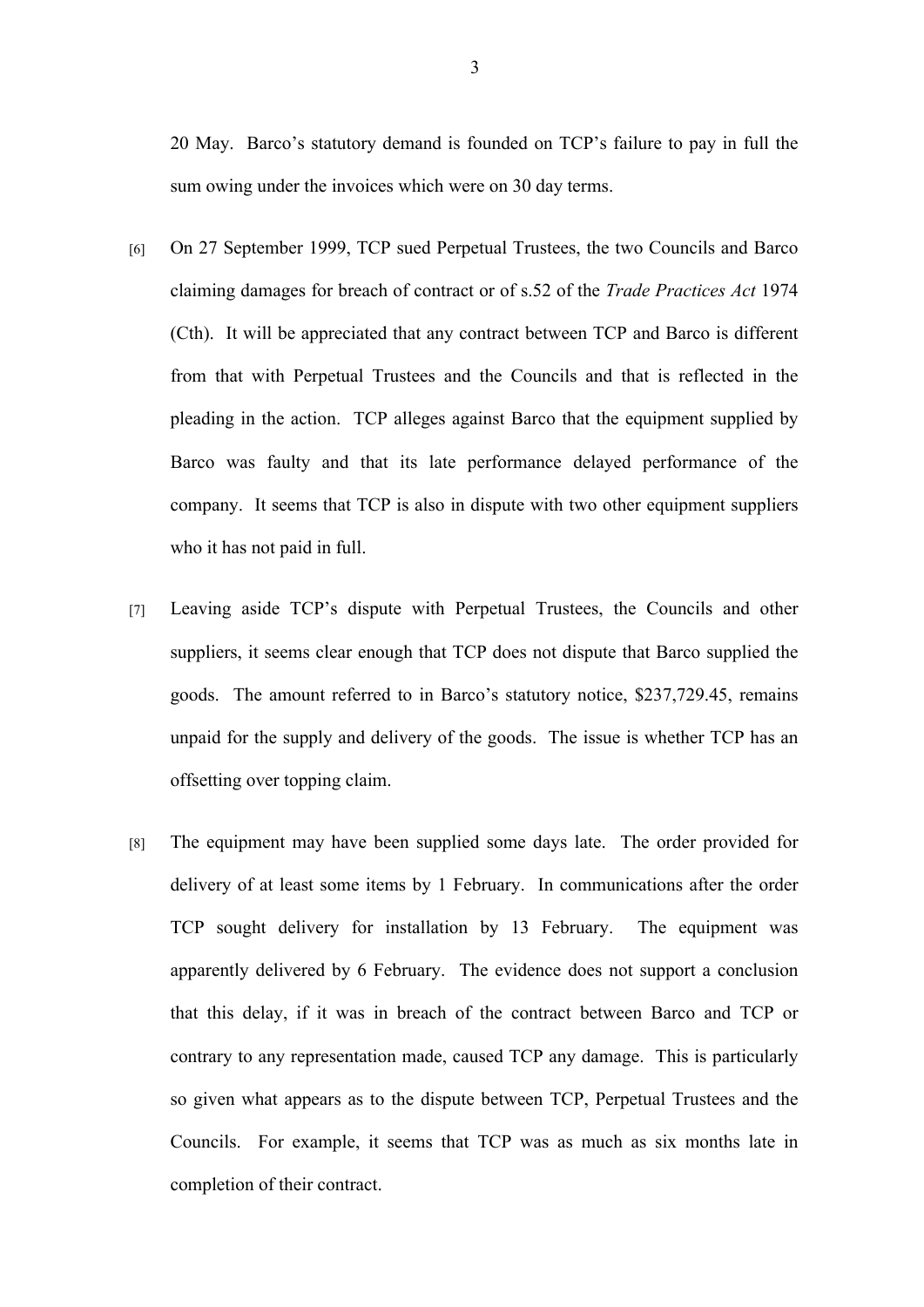20 May. Barco's statutory demand is founded on TCP's failure to pay in full the sum owing under the invoices which were on 30 day terms.

[6] On 27 September 1999, TCP sued Perpetual Trustees, the two Councils and Barco claiming damages for breach of contract or of s.52 of the *Trade Practices Act* 1974 (Cth). It will be appreciated that any contract between TCP and Barco is different from that with Perpetual Trustees and the Councils and that is reflected in the pleading in the action. TCP alleges against Barco that the equipment supplied by Barco was faulty and that its late performance delayed performance of the company. It seems that TCP is also in dispute with two other equipment suppliers who it has not paid in full.

[7] Leaving aside TCP's dispute with Perpetual Trustees, the Councils and other suppliers, it seems clear enough that TCP does not dispute that Barco supplied the goods. The amount referred to in Barco's statutory notice, $237,729.45, remains unpaid for the supply and delivery of the goods. The issue is whether TCP has an offsetting over topping claim.

[8] The equipment may have been supplied some days late. The order provided for delivery of at least some items by 1 February. In communications after the order TCP sought delivery for installation by 13 February. The equipment was apparently delivered by 6 February. The evidence does not support a conclusion that this delay, if it was in breach of the contract between Barco and TCP or contrary to any representation made, caused TCP any damage. This is particularly so given what appears as to the dispute between TCP, Perpetual Trustees and the Councils. For example, it seems that TCP was as much as six months late in completion of their contract.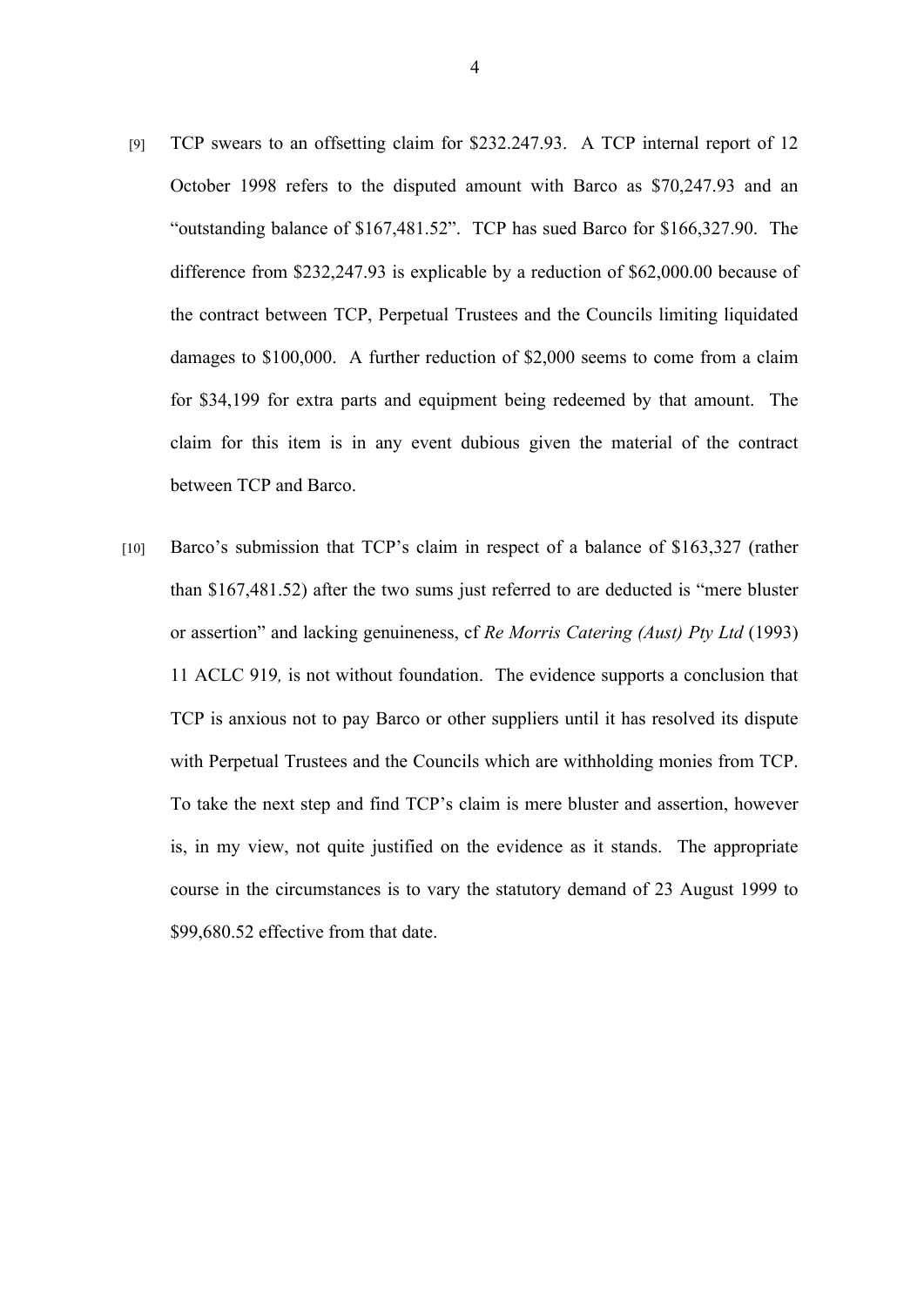[9] TCP swears to an offsetting claim for $232.247.93. A TCP internal report of 12 October 1998 refers to the disputed amount with Barco as $70,247.93 and an "outstanding balance of $167,481.52". TCP has sued Barco for $166,327.90. The difference from $232,247.93 is explicable by a reduction of $62,000.00 because of the contract between TCP, Perpetual Trustees and the Councils limiting liquidated damages to $100,000. A further reduction of $2,000 seems to come from a claim for $34,199 for extra parts and equipment being redeemed by that amount. The claim for this item is in any event dubious given the material of the contract between TCP and Barco.

[10] Barco's submission that TCP's claim in respect of a balance of $163,327 (rather than $167,481.52) after the two sums just referred to are deducted is "mere bluster or assertion" and lacking genuineness, cf *Re Morris Catering (Aust) Pty Ltd* (1993) 11 ACLC 919*,* is not without foundation. The evidence supports a conclusion that TCP is anxious not to pay Barco or other suppliers until it has resolved its dispute with Perpetual Trustees and the Councils which are withholding monies from TCP. To take the next step and find TCP's claim is mere bluster and assertion, however is, in my view, not quite justified on the evidence as it stands. The appropriate course in the circumstances is to vary the statutory demand of 23 August 1999 to $99,680.52 effective from that date.